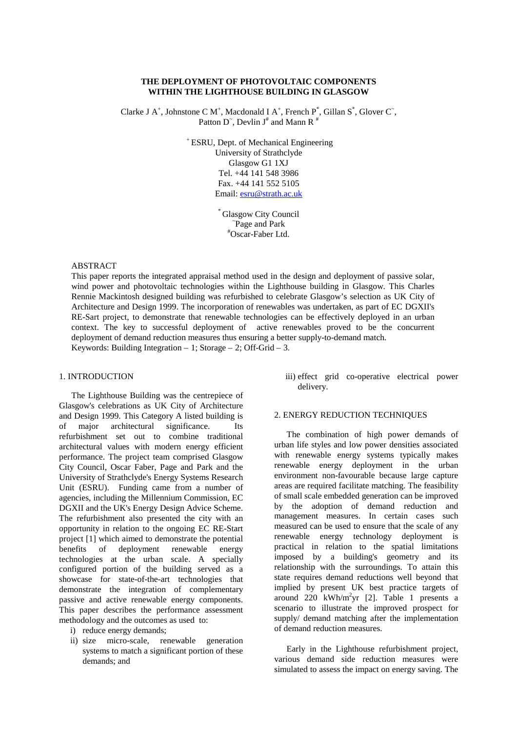# THE DEPLOYMENT OF PHOTOVOLTAIC COMPONENTS WITHIN THE LIGHTHOUSE BUILDING IN GLASGOW

Clarke J A[+], Johnstone C M[+], Macdonald I A[+], French P[*], Gillan S[*], Glover C[~], Patton D[~], Devlin J[#] and Mann R[#]

[+] ESRU, Dept. of Mechanical Engineering
University of Strathclyde
Glasgow G1 1XJ
Tel. +44 141 548 3986
Fax. +44 141 552 5105
Email: esru@strath.ac.uk

[*] Glasgow City Council
[~]Page and Park
[#]Oscar-Faber Ltd.

## ABSTRACT

This paper reports the integrated appraisal method used in the design and deployment of passive solar, wind power and photovoltaic technologies within the Lighthouse building in Glasgow. This Charles Rennie Mackintosh designed building was refurbished to celebrate Glasgow's selection as UK City of Architecture and Design 1999. The incorporation of renewables was undertaken, as part of EC DGXII's RE-Sart project, to demonstrate that renewable technologies can be effectively deployed in an urban context. The key to successful deployment of active renewables proved to be the concurrent deployment of demand reduction measures thus ensuring a better supply-to-demand match.

Keywords: Building Integration – 1; Storage – 2; Off-Grid – 3.

## 1. INTRODUCTION

The Lighthouse Building was the centrepiece of Glasgow's celebrations as UK City of Architecture and Design 1999. This Category A listed building is of major architectural significance. Its refurbishment set out to combine traditional architectural values with modern energy efficient performance. The project team comprised Glasgow City Council, Oscar Faber, Page and Park and the University of Strathclyde's Energy Systems Research Unit (ESRU). Funding came from a number of agencies, including the Millennium Commission, EC DGXII and the UK's Energy Design Advice Scheme. The refurbishment also presented the city with an opportunity in relation to the ongoing EC RE-Start project [1] which aimed to demonstrate the potential benefits of deployment renewable energy technologies at the urban scale. A specially configured portion of the building served as a showcase for state-of-the-art technologies that demonstrate the integration of complementary passive and active renewable energy components. This paper describes the performance assessment methodology and the outcomes as used to:

i) reduce energy demands;
ii) size micro-scale, renewable generation systems to match a significant portion of these demands; and
iii) effect grid co-operative electrical power delivery.

## 2. ENERGY REDUCTION TECHNIQUES

The combination of high power demands of urban life styles and low power densities associated with renewable energy systems typically makes renewable energy deployment in the urban environment non-favourable because large capture areas are required facilitate matching. The feasibility of small scale embedded generation can be improved by the adoption of demand reduction and management measures. In certain cases such measured can be used to ensure that the scale of any renewable energy technology deployment is practical in relation to the spatial limitations imposed by a building's geometry and its relationship with the surroundings. To attain this state requires demand reductions well beyond that implied by present UK best practice targets of around 220 $kWh/m^2yr$ [2]. Table 1 presents a scenario to illustrate the improved prospect for supply/ demand matching after the implementation of demand reduction measures.

Early in the Lighthouse refurbishment project, various demand side reduction measures were simulated to assess the impact on energy saving. The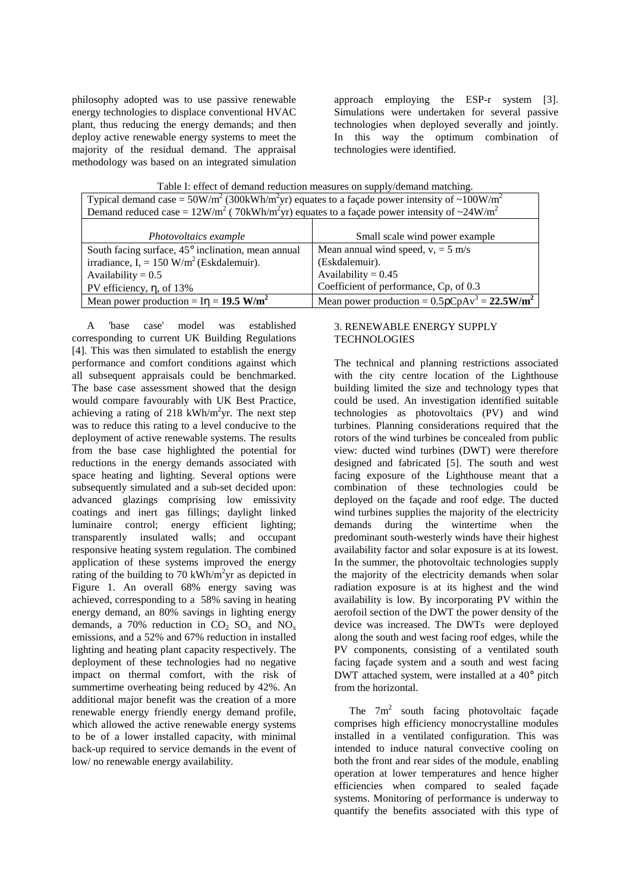philosophy adopted was to use passive renewable energy technologies to displace conventional HVAC plant, thus reducing the energy demands; and then deploy active renewable energy systems to meet the majority of the residual demand. The appraisal methodology was based on an integrated simulation approach employing the ESP-r system [3]. Simulations were undertaken for several passive technologies when deployed severally and jointly. In this way the optimum combination of technologies were identified.

Table I: effect of demand reduction measures on supply/demand matching.

| Typical demand case = 50W/m$^2$ (300kWh/m$^2$yr) equates to a façade power intensity of ~100W/m$^2$ <br> Demand reduced case = 12W/m$^2$ ( 70kWh/m$^2$yr) equates to a façade power intensity of ~24W/m$^2$ | |
|---|---|
| *Photovoltaics example* | Small scale wind power example |
| South facing surface, 45° inclination, mean annual irradiance, I, = 150 W/m$^2$ (Eskdalemuir). <br> Availability = 0.5 <br> PV efficiency, η, of 13% | Mean annual wind speed, v, = 5 m/s (Eskdalemuir). <br> Availability = 0.45 <br> Coefficient of performance, Cp, of 0.3 |
| Mean power production = Iη = **19.5 W/m$^2$** | Mean power production = $0.5\rho CpAv^3$ = **22.5W/m$^2$** |

A 'base case' model was established corresponding to current UK Building Regulations [4]. This was then simulated to establish the energy performance and comfort conditions against which all subsequent appraisals could be benchmarked. The base case assessment showed that the design would compare favourably with UK Best Practice, achieving a rating of 218 kWh/m$^2$yr. The next step was to reduce this rating to a level conducive to the deployment of active renewable systems. The results from the base case highlighted the potential for reductions in the energy demands associated with space heating and lighting. Several options were subsequently simulated and a sub-set decided upon: advanced glazings comprising low emissivity coatings and inert gas fillings; daylight linked luminaire control; energy efficient lighting; transparently insulated walls; and occupant responsive heating system regulation. The combined application of these systems improved the energy rating of the building to 70 kWh/m$^2$yr as depicted in Figure 1. An overall 68% energy saving was achieved, corresponding to a 58% saving in heating energy demand, an 80% savings in lighting energy demands, a 70% reduction in $CO_2$ $SO_x$ and $NO_x$ emissions, and a 52% and 67% reduction in installed lighting and heating plant capacity respectively. The deployment of these technologies had no negative impact on thermal comfort, with the risk of summertime overheating being reduced by 42%. An additional major benefit was the creation of a more renewable energy friendly energy demand profile, which allowed the active renewable energy systems to be of a lower installed capacity, with minimal back-up required to service demands in the event of low/ no renewable energy availability.

## 3. RENEWABLE ENERGY SUPPLY TECHNOLOGIES

The technical and planning restrictions associated with the city centre location of the Lighthouse building limited the size and technology types that could be used. An investigation identified suitable technologies as photovoltaics (PV) and wind turbines. Planning considerations required that the rotors of the wind turbines be concealed from public view: ducted wind turbines (DWT) were therefore designed and fabricated [5]. The south and west facing exposure of the Lighthouse meant that a combination of these technologies could be deployed on the façade and roof edge. The ducted wind turbines supplies the majority of the electricity demands during the wintertime when the predominant south-westerly winds have their highest availability factor and solar exposure is at its lowest. In the summer, the photovoltaic technologies supply the majority of the electricity demands when solar radiation exposure is at its highest and the wind availability is low. By incorporating PV within the aerofoil section of the DWT the power density of the device was increased. The DWTs were deployed along the south and west facing roof edges, while the PV components, consisting of a ventilated south facing façade system and a south and west facing DWT attached system, were installed at a 40° pitch from the horizontal.

The 7m$^2$ south facing photovoltaic façade comprises high efficiency monocrystalline modules installed in a ventilated configuration. This was intended to induce natural convective cooling on both the front and rear sides of the module, enabling operation at lower temperatures and hence higher efficiencies when compared to sealed façade systems. Monitoring of performance is underway to quantify the benefits associated with this type of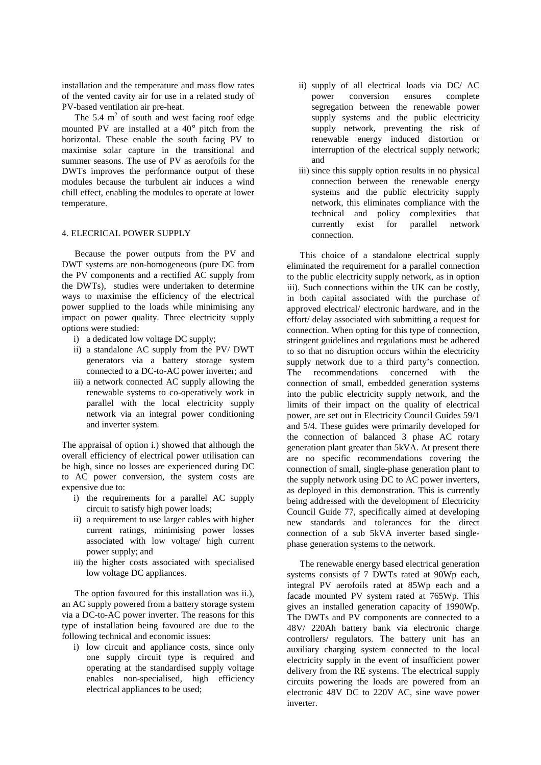installation and the temperature and mass flow rates of the vented cavity air for use in a related study of PV-based ventilation air pre-heat.

The 5.4 $m^2$ of south and west facing roof edge mounted PV are installed at a 40° pitch from the horizontal. These enable the south facing PV to maximise solar capture in the transitional and summer seasons. The use of PV as aerofoils for the DWTs improves the performance output of these modules because the turbulent air induces a wind chill effect, enabling the modules to operate at lower temperature.

## 4. ELECRICAL POWER SUPPLY

Because the power outputs from the PV and DWT systems are non-homogeneous (pure DC from the PV components and a rectified AC supply from the DWTs), studies were undertaken to determine ways to maximise the efficiency of the electrical power supplied to the loads while minimising any impact on power quality. Three electricity supply options were studied:

i) a dedicated low voltage DC supply;
ii) a standalone AC supply from the PV/ DWT generators via a battery storage system connected to a DC-to-AC power inverter; and
iii) a network connected AC supply allowing the renewable systems to co-operatively work in parallel with the local electricity supply network via an integral power conditioning and inverter system.

The appraisal of option i.) showed that although the overall efficiency of electrical power utilisation can be high, since no losses are experienced during DC to AC power conversion, the system costs are expensive due to:

i) the requirements for a parallel AC supply circuit to satisfy high power loads;
ii) a requirement to use larger cables with higher current ratings, minimising power losses associated with low voltage/ high current power supply; and
iii) the higher costs associated with specialised low voltage DC appliances.

The option favoured for this installation was ii.), an AC supply powered from a battery storage system via a DC-to-AC power inverter. The reasons for this type of installation being favoured are due to the following technical and economic issues:

i) low circuit and appliance costs, since only one supply circuit type is required and operating at the standardised supply voltage enables non-specialised, high efficiency electrical appliances to be used;
ii) supply of all electrical loads via DC/ AC power conversion ensures complete segregation between the renewable power supply systems and the public electricity supply network, preventing the risk of renewable energy induced distortion or interruption of the electrical supply network; and
iii) since this supply option results in no physical connection between the renewable energy systems and the public electricity supply network, this eliminates compliance with the technical and policy complexities that currently exist for parallel network connection.

This choice of a standalone electrical supply eliminated the requirement for a parallel connection to the public electricity supply network, as in option iii). Such connections within the UK can be costly, in both capital associated with the purchase of approved electrical/ electronic hardware, and in the effort/ delay associated with submitting a request for connection. When opting for this type of connection, stringent guidelines and regulations must be adhered to so that no disruption occurs within the electricity supply network due to a third party's connection. The recommendations concerned with the connection of small, embedded generation systems into the public electricity supply network, and the limits of their impact on the quality of electrical power, are set out in Electricity Council Guides 59/1 and 5/4. These guides were primarily developed for the connection of balanced 3 phase AC rotary generation plant greater than 5kVA. At present there are no specific recommendations covering the connection of small, single-phase generation plant to the supply network using DC to AC power inverters, as deployed in this demonstration. This is currently being addressed with the development of Electricity Council Guide 77, specifically aimed at developing new standards and tolerances for the direct connection of a sub 5kVA inverter based single-phase generation systems to the network.

The renewable energy based electrical generation systems consists of 7 DWTs rated at 90Wp each, integral PV aerofoils rated at 85Wp each and a facade mounted PV system rated at 765Wp. This gives an installed generation capacity of 1990Wp. The DWTs and PV components are connected to a 48V/ 220Ah battery bank via electronic charge controllers/ regulators. The battery unit has an auxiliary charging system connected to the local electricity supply in the event of insufficient power delivery from the RE systems. The electrical supply circuits powering the loads are powered from an electronic 48V DC to 220V AC, sine wave power inverter.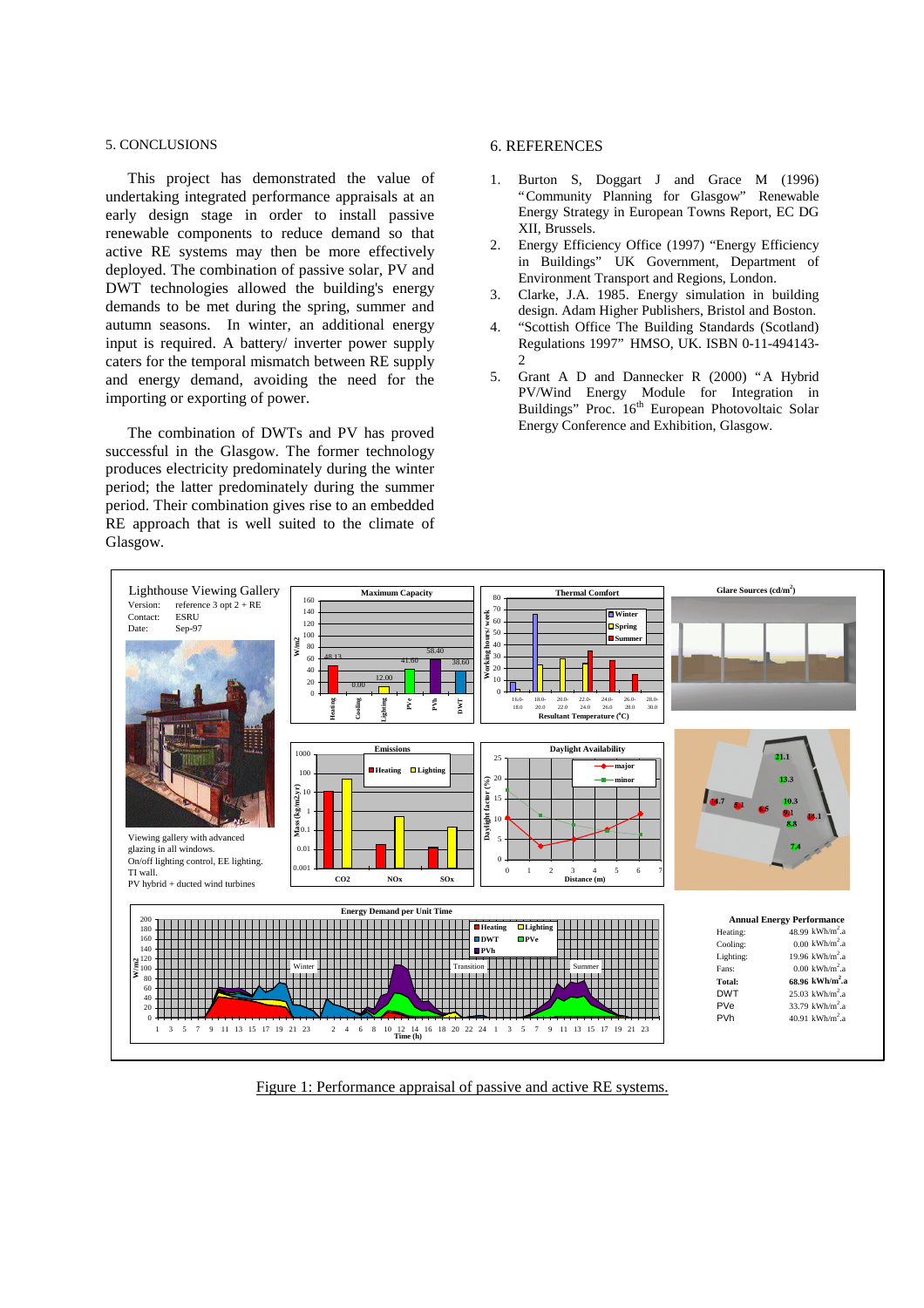## 5. CONCLUSIONS

This project has demonstrated the value of undertaking integrated performance appraisals at an early design stage in order to install passive renewable components to reduce demand so that active RE systems may then be more effectively deployed. The combination of passive solar, PV and DWT technologies allowed the building's energy demands to be met during the spring, summer and autumn seasons. In winter, an additional energy input is required. A battery/ inverter power supply caters for the temporal mismatch between RE supply and energy demand, avoiding the need for the importing or exporting of power.

The combination of DWTs and PV has proved successful in the Glasgow. The former technology produces electricity predominately during the winter period; the latter predominately during the summer period. Their combination gives rise to an embedded RE approach that is well suited to the climate of Glasgow.

## 6. REFERENCES

1. Burton S, Doggart J and Grace M (1996) "Community Planning for Glasgow" Renewable Energy Strategy in European Towns Report, EC DG XII, Brussels.
2. Energy Efficiency Office (1997) "Energy Efficiency in Buildings" UK Government, Department of Environment Transport and Regions, London.
3. Clarke, J.A. 1985. Energy simulation in building design. Adam Higher Publishers, Bristol and Boston.
4. "Scottish Office The Building Standards (Scotland) Regulations 1997" HMSO, UK. ISBN 0-11-494143-2
5. Grant A D and Dannecker R (2000) "A Hybrid PV/Wind Energy Module for Integration in Buildings" Proc. 16th European Photovoltaic Solar Energy Conference and Exhibition, Glasgow.

Lighthouse Viewing Gallery
Version: reference 3 opt 2 + RE
Contact: ESRU
Date: Sep-97

Viewing gallery with advanced glazing in all windows.
On/off lighting control, EE lighting.
TI wall.
PV hybrid + ducted wind turbines

Maximum Capacity
W/m2
48.13 | 0.00 | 12.00 | 41.60 | 58.40 | 38.60
Heating | Cooling | Lighting | PVe | PVh | DWT

Thermal Comfort
Working hours / week
Winter | Spring | Summer
Resultant Temperature (°C)

Glare Sources (cd/m²)

Emissions
Heating | Lighting
Mass (kg/m2.yr)
CO2 | NOx | SOx

Daylight Availability
major | minor
Daylight factor (%)
Distance (m)

21.1 | 13.3 | 14.7 | 5.1 | 6.5 | 10.3 | 9.1 | 8.8 | 14.1 | 7.4

Energy Demand per Unit Time
Heating | Lighting | DWT | PVe | PVh
W/m2
Winter | Transition | Summer
Time (h)

Annual Energy Performance
Heating: 48.99 kWh/m².a
Cooling: 0.00 kWh/m².a
Lighting: 19.96 kWh/m².a
Fans: 0.00 kWh/m².a
**Total: 68.96 kWh/m².a**
DWT 25.03 kWh/m².a
PVe 33.79 kWh/m².a
PVh 40.91 kWh/m².a

Figure 1: Performance appraisal of passive and active RE systems.